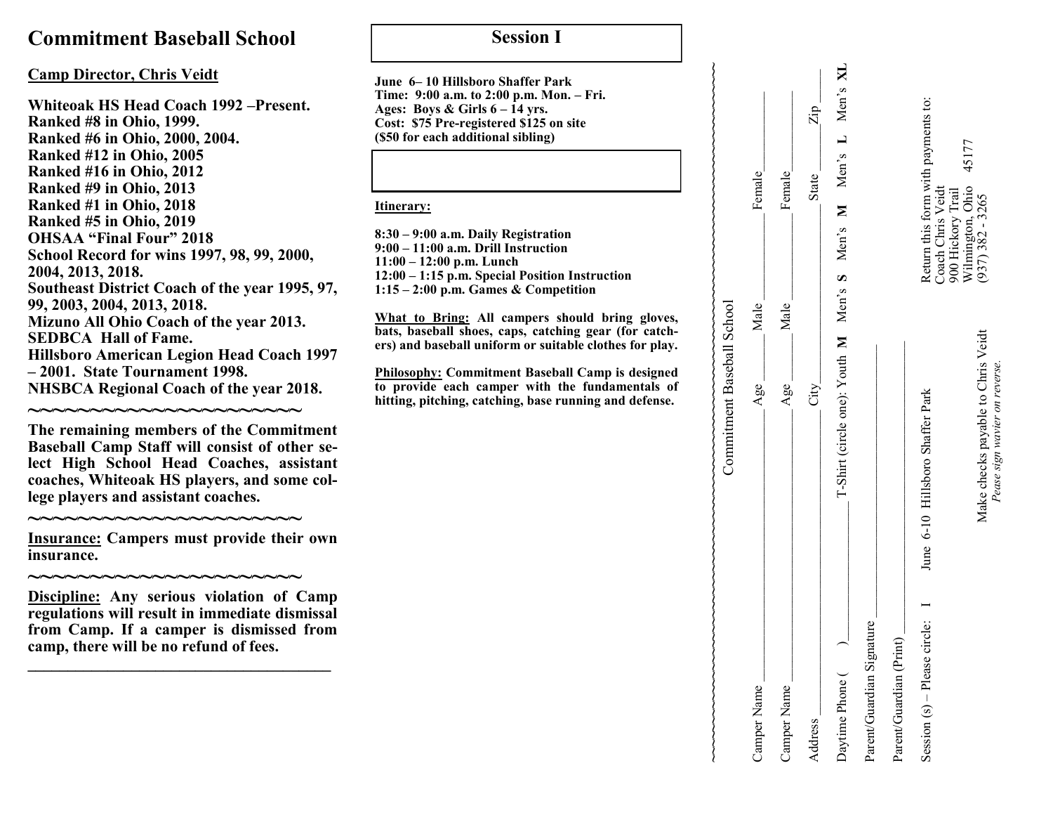# Commitment Baseball School

## Camp Director, Chris Veidt

**Whiteoak HS Head Coach 1992 –Present.**
**Ranked #8 in Ohio, 1999.**
**Ranked #6 in Ohio, 2000, 2004.**
**Ranked #12 in Ohio, 2005**
**Ranked #16 in Ohio, 2012**
**Ranked #9 in Ohio, 2013**
**Ranked #1 in Ohio, 2018**
**Ranked #5 in Ohio, 2019**
**OHSAA "Final Four" 2018**
**School Record for wins 1997, 98, 99, 2000, 2004, 2013, 2018.**
**Southeast District Coach of the year 1995, 97, 99, 2003, 2004, 2013, 2018.**
**Mizuno All Ohio Coach of the year 2013.**
**SEDBCA Hall of Fame.**
**Hillsboro American Legion Head Coach 1997 – 2001. State Tournament 1998.**
**NHSBCA Regional Coach of the year 2018.**

~~~~~~~~~~~~~~~~~~~~~~~~

**The remaining members of the Commitment Baseball Camp Staff will consist of other select High School Head Coaches, assistant coaches, Whiteoak HS players, and some college players and assistant coaches.**

~~~~~~~~~~~~~~~~~~~~~~~~

**Insurance:** **Campers must provide their own insurance.**

~~~~~~~~~~~~~~~~~~~~~~~~

**Discipline:** **Any serious violation of Camp regulations will result in immediate dismissal from Camp. If a camper is dismissed from camp, there will be no refund of fees.**

---

## Session I

**June 6– 10 Hillsboro Shaffer Park**
**Time: 9:00 a.m. to 2:00 p.m. Mon. – Fri.**
**Ages: Boys & Girls 6 – 14 yrs.**
**Cost: $75 Pre-registered $125 on site**
**($50 for each additional sibling)**

**Itinerary:**

**8:30 – 9:00 a.m. Daily Registration**
**9:00 – 11:00 a.m. Drill Instruction**
**11:00 – 12:00 p.m. Lunch**
**12:00 – 1:15 p.m. Special Position Instruction**
**1:15 – 2:00 p.m. Games & Competition**

**What to Bring:** **All campers should bring gloves, bats, baseball shoes, caps, catching gear (for catchers) and baseball uniform or suitable clothes for play.**

**Philosophy:** **Commitment Baseball Camp is designed to provide each camper with the fundamentals of hitting, pitching, catching, base running and defense.**

---

Commitment Baseball School

Camper Name ______________________ Age _____ Male _______ Female _______

Camper Name ______________________ Age _____ Male _______ Female _______

Address ______________________ City ____________ State ______ Zip ______

Daytime Phone ( ) ______________ T-Shirt (circle one): Youth **M** Men's **S** Men's **M** Men's **L** Men's **XL**

Parent/Guardian Signature ______________________

Parent/Guardian (Print) ______________________

Session (s) – Please circle: I June 6-10 Hillsboro Shaffer Park

Return this form with payments to:
Coach Chris Veidt
900 Hickory Trail
Wilmington, Ohio 45177
(937) 382 - 3265

Make checks payable to Chris Veidt
*Pease sign wavier on reverse.*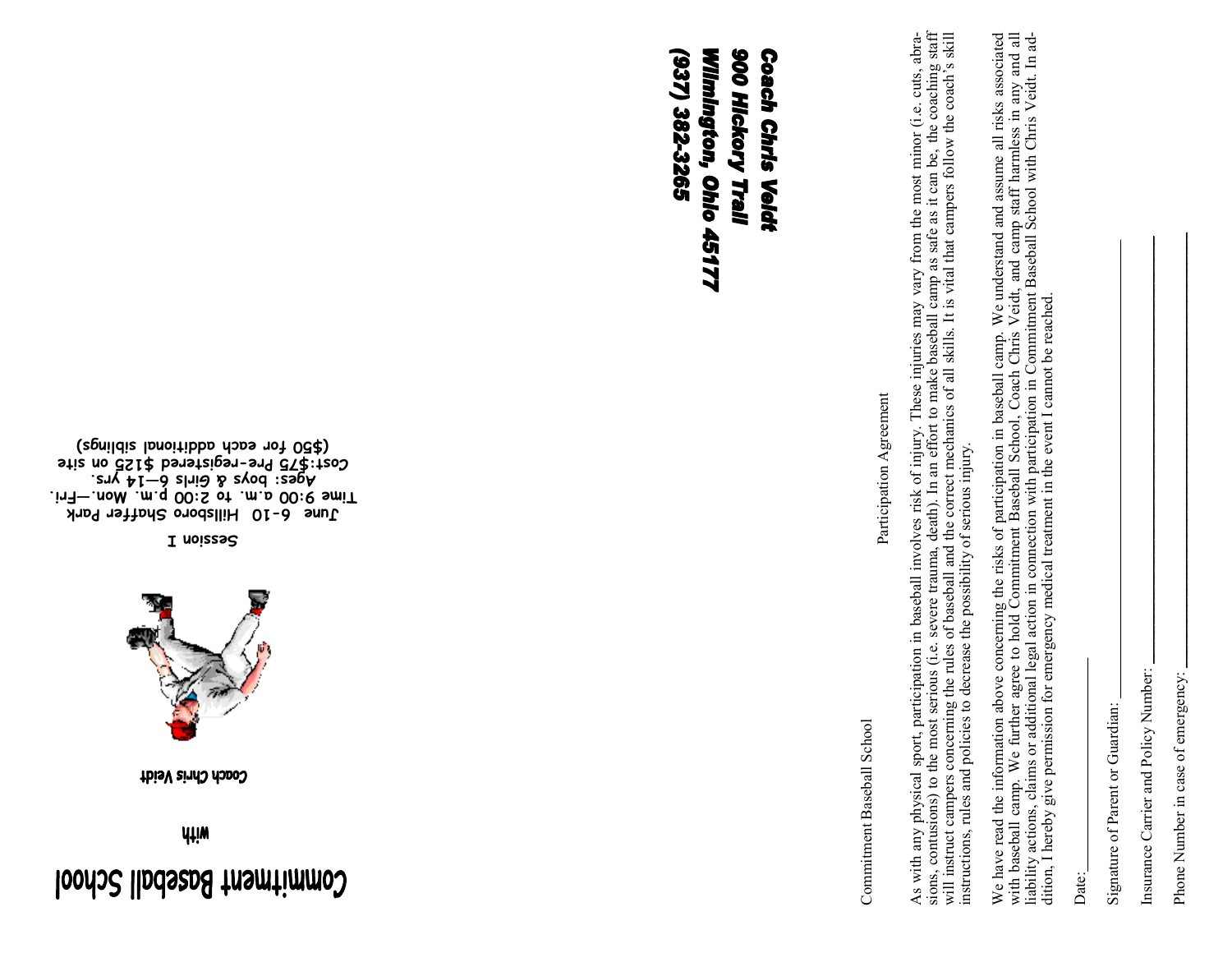# Commitment Baseball School

with

Coach Chris Veidt

**Session I**

June 6-10 Hillsboro Shaffer Park

Time 9:00 a.m. to 2:00 p.m. Mon.—Fri.

Ages: boys & Girls 6—14 yrs.

Cost:$75 Pre-registered $125 on site

($50 for each additional siblings)

***Coach Chris Veidt***
***900 Hickory Trail***
***Wilmington, Ohio 45177***
***(937) 382-3265***

Commitment Baseball School

Participation Agreement

As with any physical sport, participation in baseball involves risk of injury. These injuries may vary from the most minor (i.e. cuts, abrasions, contusions) to the most serious (i.e. severe trauma, death). In an effort to make baseball camp as safe as it can be, the coaching staff will instruct campers concerning the rules of baseball and the correct mechanics of all skills. It is vital that campers follow the coach's skill instructions, rules and policies to decrease the possibility of serious injury.

We have read the information above concerning the risks of participation in baseball camp. We understand and assume all risks associated with baseball camp. We further agree to hold Commitment Baseball School, Coach Chris Veidt, and camp staff harmless in any and all liability actions, claims or additional legal action in connection with participation in Commitment Baseball School with Chris Veidt. In addition, I hereby give permission for emergency medical treatment in the event I cannot be reached.

Date: ____________

Signature of Parent or Guardian: ____________________________

Insurance Carrier and Policy Number: ____________________________

Phone Number in case of emergency: ____________________________